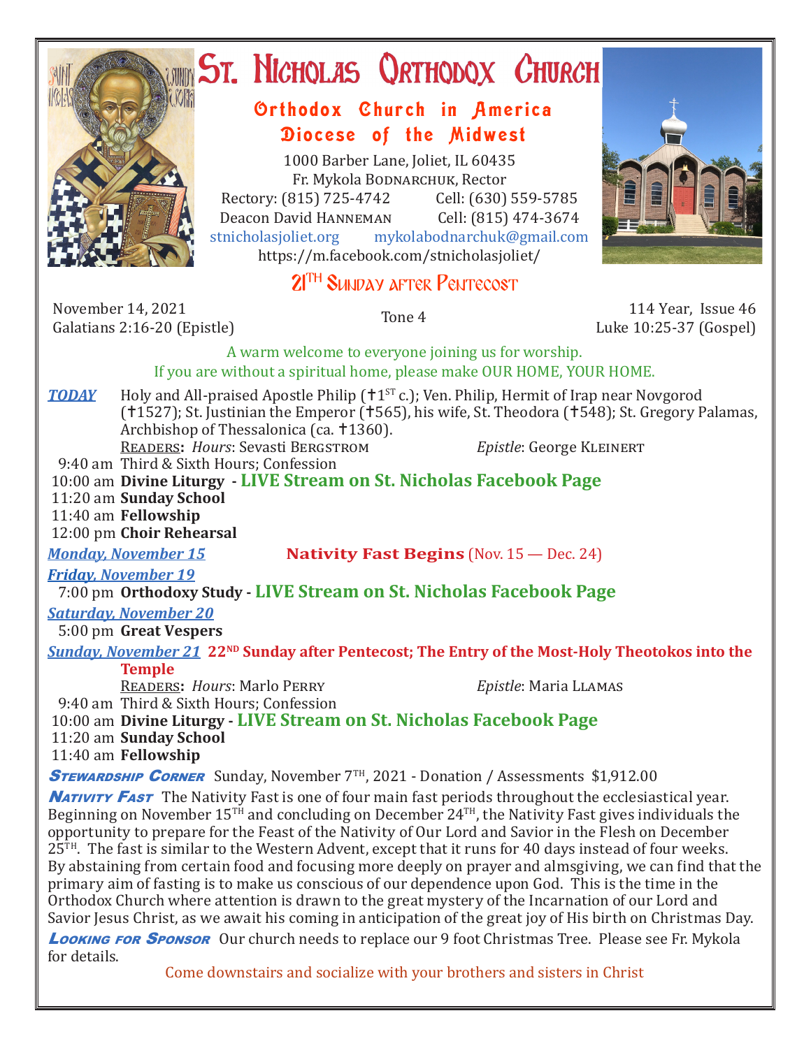# St. Nicholas Orthodox Church

## Orthodox Church in America
## Diocese of the Midwest

1000 Barber Lane, Joliet, IL 60435
Fr. Mykola Bodnarchuk, Rector
Rectory: (815) 725-4742 Cell: (630) 559-5785
Deacon David Hanneman Cell: (815) 474-3674
stnicholasjoliet.org mykolabodnarchuk@gmail.com
https://m.facebook.com/stnicholasjoliet/

## 21TH Sunday after Pentecost

November 14, 2021
Galatians 2:16-20 (Epistle)

Tone 4

114 Year, Issue 46
Luke 10:25-37 (Gospel)

A warm welcome to everyone joining us for worship.
If you are without a spiritual home, please make OUR HOME, YOUR HOME.

***TODAY*** Holy and All-praised Apostle Philip (✝1ST c.); Ven. Philip, Hermit of Irap near Novgorod (✝1527); St. Justinian the Emperor (✝565), his wife, St. Theodora (✝548); St. Gregory Palamas, Archbishop of Thessalonica (ca. ✝1360).

Readers: *Hours*: Sevasti Bergstrom *Epistle*: George Kleinert

9:40 am Third & Sixth Hours; Confession
10:00 am **Divine Liturgy - LIVE Stream on St. Nicholas Facebook Page**
11:20 am **Sunday School**
11:40 am **Fellowship**
12:00 pm **Choir Rehearsal**

***Monday, November 15*** **Nativity Fast Begins** (Nov. 15 — Dec. 24)

***Friday, November 19***
7:00 pm **Orthodoxy Study - LIVE Stream on St. Nicholas Facebook Page**

***Saturday, November 20***
5:00 pm **Great Vespers**

***Sunday, November 21*** **22ND Sunday after Pentecost; The Entry of the Most-Holy Theotokos into the Temple**

Readers: *Hours*: Marlo Perry *Epistle*: Maria Llamas

9:40 am Third & Sixth Hours; Confession
10:00 am **Divine Liturgy - LIVE Stream on St. Nicholas Facebook Page**
11:20 am **Sunday School**
11:40 am **Fellowship**

***Stewardship Corner*** Sunday, November 7TH, 2021 - Donation / Assessments $1,912.00

***Nativity Fast*** The Nativity Fast is one of four main fast periods throughout the ecclesiastical year. Beginning on November 15TH and concluding on December 24TH, the Nativity Fast gives individuals the opportunity to prepare for the Feast of the Nativity of Our Lord and Savior in the Flesh on December 25TH. The fast is similar to the Western Advent, except that it runs for 40 days instead of four weeks. By abstaining from certain food and focusing more deeply on prayer and almsgiving, we can find that the primary aim of fasting is to make us conscious of our dependence upon God. This is the time in the Orthodox Church where attention is drawn to the great mystery of the Incarnation of our Lord and Savior Jesus Christ, as we await his coming in anticipation of the great joy of His birth on Christmas Day.

***Looking for Sponsor*** Our church needs to replace our 9 foot Christmas Tree. Please see Fr. Mykola for details.

Come downstairs and socialize with your brothers and sisters in Christ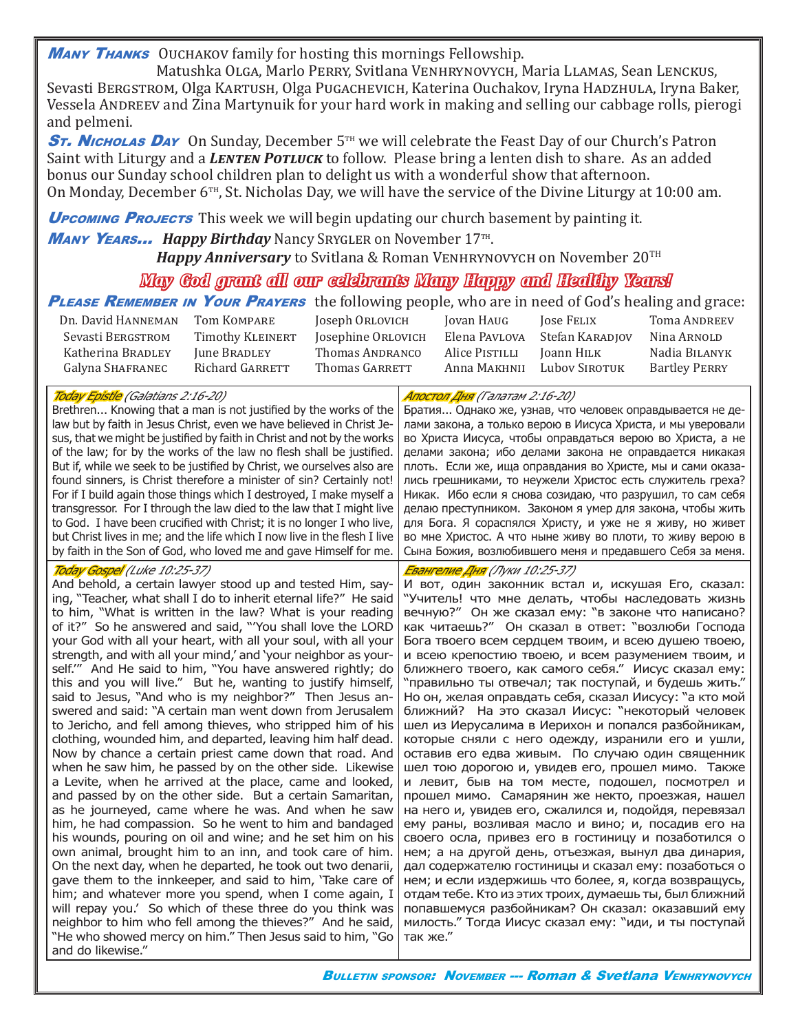**MANY THANKS** OUCHAKOV family for hosting this mornings Fellowship.
Matushka OLGA, Marlo PERRY, Svitlana VENHRYNOVYCH, Maria LLAMAS, Sean LENCKUS, Sevasti BERGSTROM, Olga KARTUSH, Olga PUGACHEVICH, Katerina Ouchakov, Iryna HADZHULA, Iryna Baker, Vessela ANDREEV and Zina Martynuik for your hard work in making and selling our cabbage rolls, pierogi and pelmeni.

**ST. NICHOLAS DAY** On Sunday, December 5TH we will celebrate the Feast Day of our Church's Patron Saint with Liturgy and a ***LENTEN POTLUCK*** to follow. Please bring a lenten dish to share. As an added bonus our Sunday school children plan to delight us with a wonderful show that afternoon.
On Monday, December 6TH, St. Nicholas Day, we will have the service of the Divine Liturgy at 10:00 am.

**UPCOMING PROJECTS** This week we will begin updating our church basement by painting it.

**MANY YEARS...** ***Happy Birthday*** Nancy SRYGLER on November 17TH.
***Happy Anniversary*** to Svitlana & Roman VENHRYNOVYCH on November 20TH

***May God grant all our celebrants Many Happy and Healthy Years!***

**PLEASE REMEMBER IN YOUR PRAYERS** the following people, who are in need of God's healing and grace:

| | | | | | |
|---|---|---|---|---|---|
| Dn. David HANNEMAN | Tom KOMPARE | Joseph ORLOVICH | Jovan HAUG | Jose FELIX | Toma ANDREEV |
| Sevasti BERGSTROM | Timothy KLEINERT | Josephine ORLOVICH | Elena PAVLOVA | Stefan KARADJOV | Nina ARNOLD |
| Katherina BRADLEY | June BRADLEY | Thomas ANDRANCO | Alice PISTILLI | Joann HILK | Nadia BILANYK |
| Galyna SHAFRANEC | Richard GARRETT | Thomas GARRETT | Anna MAKHNII | Lubov SIROTUK | Bartley PERRY |

*Today Epistle (Galatians 2:16-20)*
Brethren... Knowing that a man is not justified by the works of the law but by faith in Jesus Christ, even we have believed in Christ Jesus, that we might be justified by faith in Christ and not by the works of the law; for by the works of the law no flesh shall be justified. But if, while we seek to be justified by Christ, we ourselves also are found sinners, is Christ therefore a minister of sin? Certainly not! For if I build again those things which I destroyed, I make myself a transgressor. For I through the law died to the law that I might live to God. I have been crucified with Christ; it is no longer I who live, but Christ lives in me; and the life which I now live in the flesh I live by faith in the Son of God, who loved me and gave Himself for me.

*Апостол Дня (Галатам 2:16-20)*
Братия... Однако же, узнав, что человек оправдывается не делами закона, а только верою в Иисуса Христа, и мы уверовали во Христа Иисуса, чтобы оправдаться верою во Христа, а не делами закона; ибо делами закона не оправдается никакая плоть. Если же, ища оправдания во Христе, мы и сами оказались грешниками, то неужели Христос есть служитель греха? Никак. Ибо если я снова созидаю, что разрушил, то сам себя делаю преступником. Законом я умер для закона, чтобы жить для Бога. Я сораспялся Христу, и уже не я живу, но живет во мне Христос. А что ныне живу во плоти, то живу верою в Сына Божия, возлюбившего меня и предавшего Себя за меня.

*Today Gospel (Luke 10:25-37)*
And behold, a certain lawyer stood up and tested Him, saying, "Teacher, what shall I do to inherit eternal life?" He said to him, "What is written in the law? What is your reading of it?" So he answered and said, "'You shall love the LORD your God with all your heart, with all your soul, with all your strength, and with all your mind,' and 'your neighbor as yourself.'" And He said to him, "You have answered rightly; do this and you will live." But he, wanting to justify himself, said to Jesus, "And who is my neighbor?" Then Jesus answered and said: "A certain man went down from Jerusalem to Jericho, and fell among thieves, who stripped him of his clothing, wounded him, and departed, leaving him half dead. Now by chance a certain priest came down that road. And when he saw him, he passed by on the other side. Likewise a Levite, when he arrived at the place, came and looked, and passed by on the other side. But a certain Samaritan, as he journeyed, came where he was. And when he saw him, he had compassion. So he went to him and bandaged his wounds, pouring on oil and wine; and he set him on his own animal, brought him to an inn, and took care of him. On the next day, when he departed, he took out two denarii, gave them to the innkeeper, and said to him, 'Take care of him; and whatever more you spend, when I come again, I will repay you.' So which of these three do you think was neighbor to him who fell among the thieves?" And he said, "He who showed mercy on him." Then Jesus said to him, "Go and do likewise."

*Евангелие Дня (Луки 10:25-37)*
И вот, один законник встал и, искушая Его, сказал: "Учитель! что мне делать, чтобы наследовать жизнь вечную?" Он же сказал ему: "в законе что написано? как читаешь?" Он сказал в ответ: "возлюби Господа Бога твоего всем сердцем твоим, и всею душею твоею, и всею крепостию твоею, и всем разумением твоим, и ближнего твоего, как самого себя." Иисус сказал ему: "правильно ты отвечал; так поступай, и будешь жить." Но он, желая оправдать себя, сказал Иисусу: "а кто мой ближний? На это сказал Иисус: "некоторый человек шел из Иерусалима в Иерихон и попался разбойникам, которые сняли с него одежду, изранили его и ушли, оставив его едва живым. По случаю один священник шел тою дорогою и, увидев его, прошел мимо. Также и левит, быв на том месте, подошел, посмотрел и прошел мимо. Самарянин же некто, проезжая, нашел на него и, увидев его, сжалился и, подойдя, перевязал ему раны, возливая масло и вино; и, посадив его на своего осла, привез его в гостиницу и позаботился о нем; а на другой день, отъезжая, вынул два динария, дал содержателю гостиницы и сказал ему: позаботься о нем; и если издержишь что более, я, когда возвращусь, отдам тебе. Кто из этих троих, думаешь ты, был ближний попавшемуся разбойникам? Он сказал: оказавший ему милость." Тогда Иисус сказал ему: "иди, и ты поступай так же."

**BULLETIN SPONSOR: NOVEMBER --- Roman & Svetlana VENHRYNOVYCH**